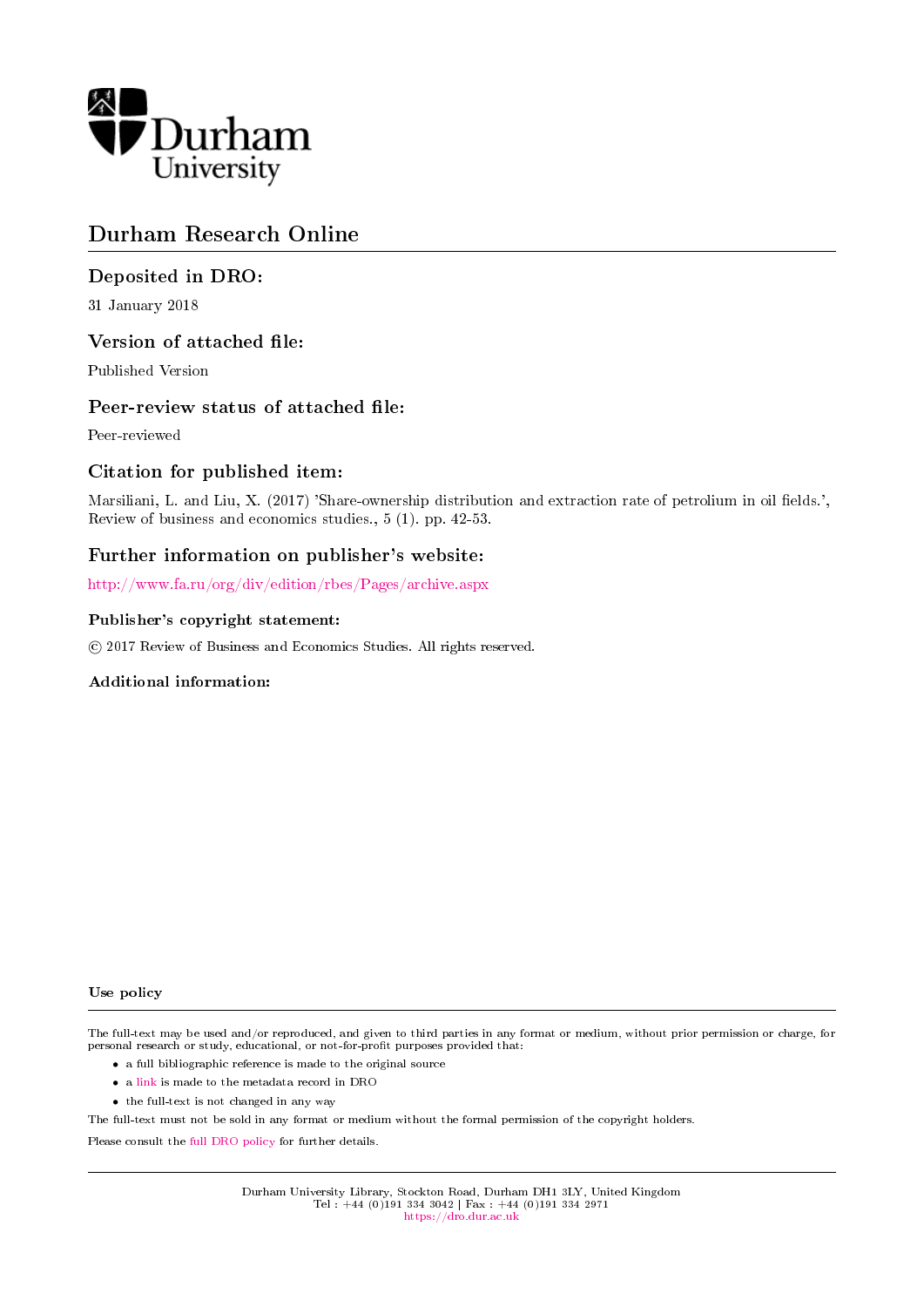Durham University

# Durham Research Online

## Deposited in DRO:

31 January 2018

## Version of attached file:

Published Version

## Peer-review status of attached file:

Peer-reviewed

## Citation for published item:

Marsiliani, L. and Liu, X. (2017) 'Share-ownership distribution and extraction rate of petrolium in oil fields.', Review of business and economics studies., 5 (1). pp. 42-53.

## Further information on publisher's website:

http://www.fa.ru/org/div/edition/rbes/Pages/archive.aspx

### Publisher's copyright statement:

© 2017 Review of Business and Economics Studies. All rights reserved.

### Additional information:

### Use policy

The full-text may be used and/or reproduced, and given to third parties in any format or medium, without prior permission or charge, for personal research or study, educational, or not-for-profit purposes provided that:

- a full bibliographic reference is made to the original source
- a link is made to the metadata record in DRO
- the full-text is not changed in any way

The full-text must not be sold in any format or medium without the formal permission of the copyright holders.

Please consult the full DRO policy for further details.

Durham University Library, Stockton Road, Durham DH1 3LY, United Kingdom
Tel : +44 (0)191 334 3042 | Fax : +44 (0)191 334 2971
https://dro.dur.ac.uk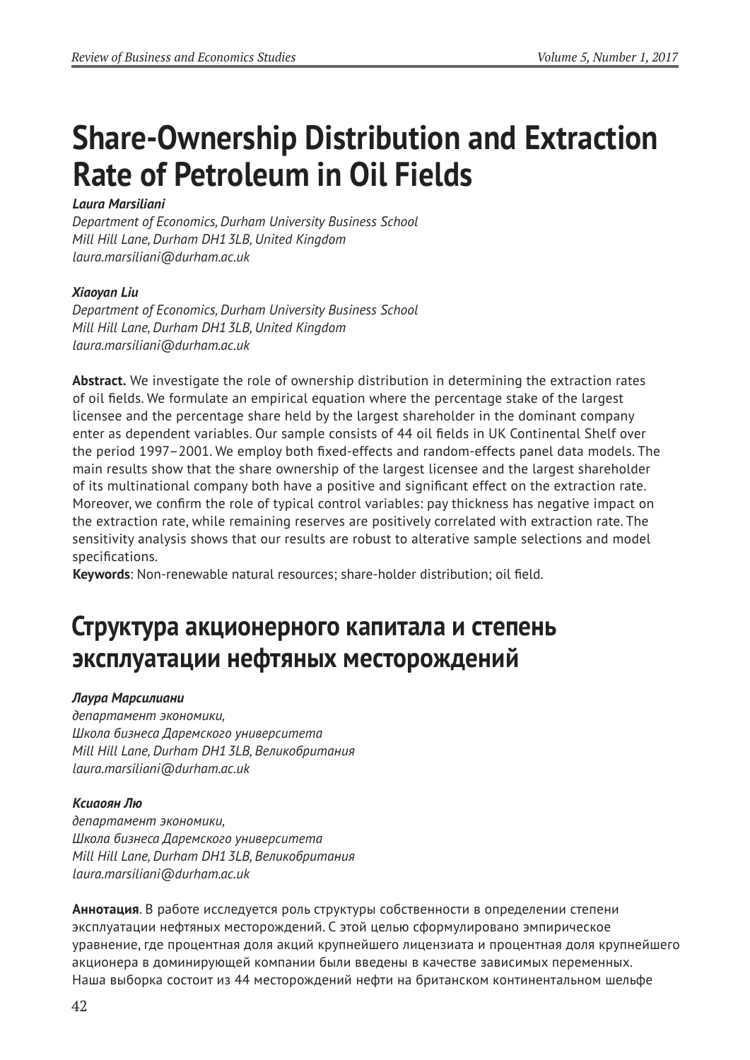# Share-Ownership Distribution and Extraction Rate of Petroleum in Oil Fields

***Laura Marsiliani***

*Department of Economics, Durham University Business School*
*Mill Hill Lane, Durham DH1 3LB, United Kingdom*
*laura.marsiliani@durham.ac.uk*

***Xiaoyan Liu***

*Department of Economics, Durham University Business School*
*Mill Hill Lane, Durham DH1 3LB, United Kingdom*
*laura.marsiliani@durham.ac.uk*

**Abstract.** We investigate the role of ownership distribution in determining the extraction rates of oil fields. We formulate an empirical equation where the percentage stake of the largest licensee and the percentage share held by the largest shareholder in the dominant company enter as dependent variables. Our sample consists of 44 oil fields in UK Continental Shelf over the period 1997–2001. We employ both fixed-effects and random-effects panel data models. The main results show that the share ownership of the largest licensee and the largest shareholder of its multinational company both have a positive and significant effect on the extraction rate. Moreover, we confirm the role of typical control variables: pay thickness has negative impact on the extraction rate, while remaining reserves are positively correlated with extraction rate. The sensitivity analysis shows that our results are robust to alterative sample selections and model specifications.

**Keywords**: Non-renewable natural resources; share-holder distribution; oil field.

# Структура акционерного капитала и степень эксплуатации нефтяных месторождений

***Лаура Марсилиани***

*департамент экономики,*
*Школа бизнеса Даремского университета*
*Mill Hill Lane, Durham DH1 3LB, Великобритания*
*laura.marsiliani@durham.ac.uk*

***Ксиаоян Лю***

*департамент экономики,*
*Школа бизнеса Даремского университета*
*Mill Hill Lane, Durham DH1 3LB, Великобритания*
*laura.marsiliani@durham.ac.uk*

**Аннотация**. В работе исследуется роль структуры собственности в определении степени эксплуатации нефтяных месторождений. С этой целью сформулировано эмпирическое уравнение, где процентная доля акций крупнейшего лицензиата и процентная доля крупнейшего акционера в доминирующей компании были введены в качестве зависимых переменных. Наша выборка состоит из 44 месторождений нефти на британском континентальном шельфе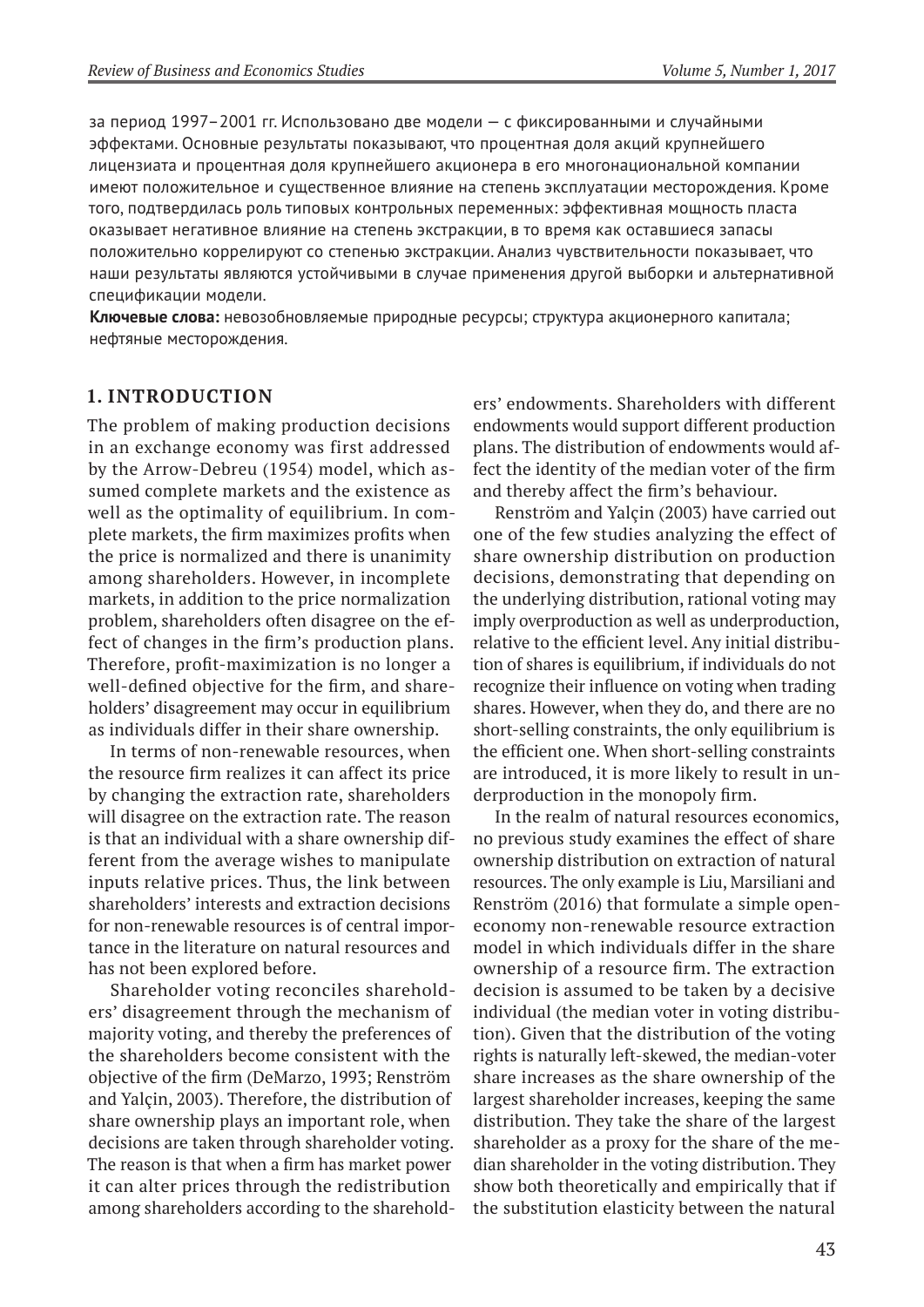за период 1997–2001 гг. Использовано две модели — с фиксированными и случайными эффектами. Основные результаты показывают, что процентная доля акций крупнейшего лицензиата и процентная доля крупнейшего акционера в его многонациональной компании имеют положительное и существенное влияние на степень эксплуатации месторождения. Кроме того, подтвердилась роль типовых контрольных переменных: эффективная мощность пласта оказывает негативное влияние на степень экстракции, в то время как оставшиеся запасы положительно коррелируют со степенью экстракции. Анализ чувствительности показывает, что наши результаты являются устойчивыми в случае применения другой выборки и альтернативной спецификации модели.

**Ключевые слова:** невозобновляемые природные ресурсы; структура акционерного капитала; нефтяные месторождения.

## 1. INTRODUCTION

The problem of making production decisions in an exchange economy was first addressed by the Arrow-Debreu (1954) model, which assumed complete markets and the existence as well as the optimality of equilibrium. In complete markets, the firm maximizes profits when the price is normalized and there is unanimity among shareholders. However, in incomplete markets, in addition to the price normalization problem, shareholders often disagree on the effect of changes in the firm's production plans. Therefore, profit-maximization is no longer a well-defined objective for the firm, and shareholders' disagreement may occur in equilibrium as individuals differ in their share ownership.

In terms of non-renewable resources, when the resource firm realizes it can affect its price by changing the extraction rate, shareholders will disagree on the extraction rate. The reason is that an individual with a share ownership different from the average wishes to manipulate inputs relative prices. Thus, the link between shareholders' interests and extraction decisions for non-renewable resources is of central importance in the literature on natural resources and has not been explored before.

Shareholder voting reconciles shareholders' disagreement through the mechanism of majority voting, and thereby the preferences of the shareholders become consistent with the objective of the firm (DeMarzo, 1993; Renström and Yalçin, 2003). Therefore, the distribution of share ownership plays an important role, when decisions are taken through shareholder voting. The reason is that when a firm has market power it can alter prices through the redistribution among shareholders according to the shareholders' endowments. Shareholders with different endowments would support different production plans. The distribution of endowments would affect the identity of the median voter of the firm and thereby affect the firm's behaviour.

Renström and Yalçin (2003) have carried out one of the few studies analyzing the effect of share ownership distribution on production decisions, demonstrating that depending on the underlying distribution, rational voting may imply overproduction as well as underproduction, relative to the efficient level. Any initial distribution of shares is equilibrium, if individuals do not recognize their influence on voting when trading shares. However, when they do, and there are no short-selling constraints, the only equilibrium is the efficient one. When short-selling constraints are introduced, it is more likely to result in underproduction in the monopoly firm.

In the realm of natural resources economics, no previous study examines the effect of share ownership distribution on extraction of natural resources. The only example is Liu, Marsiliani and Renström (2016) that formulate a simple open-economy non-renewable resource extraction model in which individuals differ in the share ownership of a resource firm. The extraction decision is assumed to be taken by a decisive individual (the median voter in voting distribution). Given that the distribution of the voting rights is naturally left-skewed, the median-voter share increases as the share ownership of the largest shareholder increases, keeping the same distribution. They take the share of the largest shareholder as a proxy for the share of the median shareholder in the voting distribution. They show both theoretically and empirically that if the substitution elasticity between the natural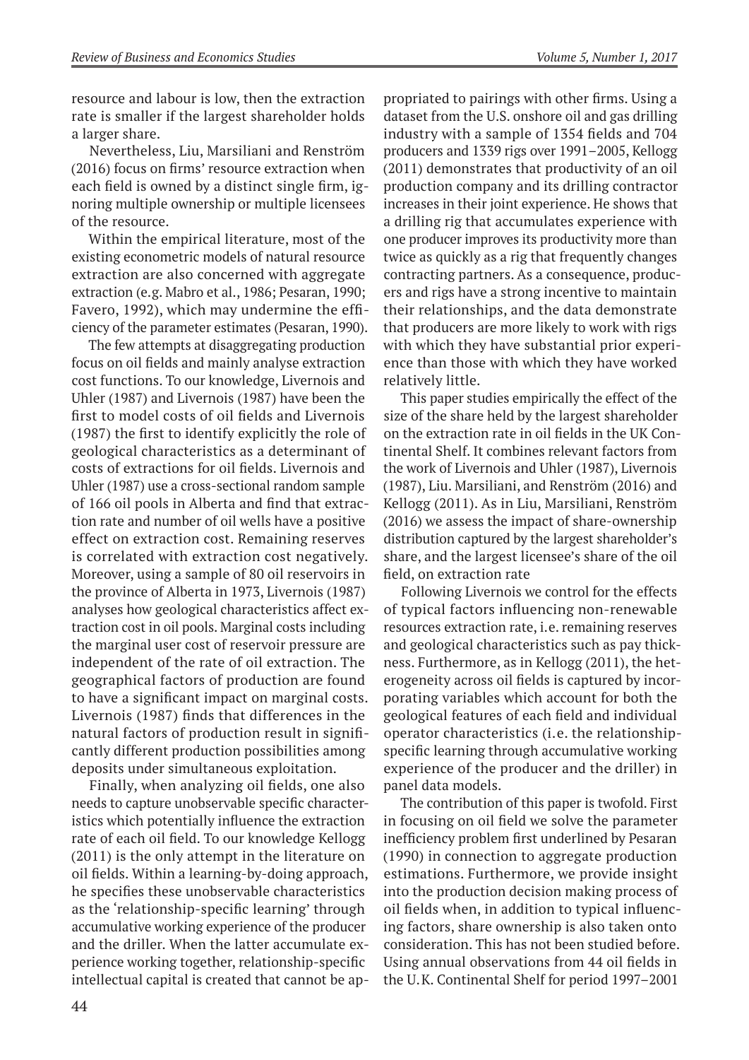resource and labour is low, then the extraction rate is smaller if the largest shareholder holds a larger share.

Nevertheless, Liu, Marsiliani and Renström (2016) focus on firms' resource extraction when each field is owned by a distinct single firm, ignoring multiple ownership or multiple licensees of the resource.

Within the empirical literature, most of the existing econometric models of natural resource extraction are also concerned with aggregate extraction (e.g. Mabro et al., 1986; Pesaran, 1990; Favero, 1992), which may undermine the efficiency of the parameter estimates (Pesaran, 1990).

The few attempts at disaggregating production focus on oil fields and mainly analyse extraction cost functions. To our knowledge, Livernois and Uhler (1987) and Livernois (1987) have been the first to model costs of oil fields and Livernois (1987) the first to identify explicitly the role of geological characteristics as a determinant of costs of extractions for oil fields. Livernois and Uhler (1987) use a cross-sectional random sample of 166 oil pools in Alberta and find that extraction rate and number of oil wells have a positive effect on extraction cost. Remaining reserves is correlated with extraction cost negatively. Moreover, using a sample of 80 oil reservoirs in the province of Alberta in 1973, Livernois (1987) analyses how geological characteristics affect extraction cost in oil pools. Marginal costs including the marginal user cost of reservoir pressure are independent of the rate of oil extraction. The geographical factors of production are found to have a significant impact on marginal costs. Livernois (1987) finds that differences in the natural factors of production result in significantly different production possibilities among deposits under simultaneous exploitation.

Finally, when analyzing oil fields, one also needs to capture unobservable specific characteristics which potentially influence the extraction rate of each oil field. To our knowledge Kellogg (2011) is the only attempt in the literature on oil fields. Within a learning-by-doing approach, he specifies these unobservable characteristics as the 'relationship-specific learning' through accumulative working experience of the producer and the driller. When the latter accumulate experience working together, relationship-specific intellectual capital is created that cannot be appropriated to pairings with other firms. Using a dataset from the U.S. onshore oil and gas drilling industry with a sample of 1354 fields and 704 producers and 1339 rigs over 1991–2005, Kellogg (2011) demonstrates that productivity of an oil production company and its drilling contractor increases in their joint experience. He shows that a drilling rig that accumulates experience with one producer improves its productivity more than twice as quickly as a rig that frequently changes contracting partners. As a consequence, producers and rigs have a strong incentive to maintain their relationships, and the data demonstrate that producers are more likely to work with rigs with which they have substantial prior experience than those with which they have worked relatively little.

This paper studies empirically the effect of the size of the share held by the largest shareholder on the extraction rate in oil fields in the UK Continental Shelf. It combines relevant factors from the work of Livernois and Uhler (1987), Livernois (1987), Liu. Marsiliani, and Renström (2016) and Kellogg (2011). As in Liu, Marsiliani, Renström (2016) we assess the impact of share-ownership distribution captured by the largest shareholder's share, and the largest licensee's share of the oil field, on extraction rate

Following Livernois we control for the effects of typical factors influencing non-renewable resources extraction rate, i.e. remaining reserves and geological characteristics such as pay thickness. Furthermore, as in Kellogg (2011), the heterogeneity across oil fields is captured by incorporating variables which account for both the geological features of each field and individual operator characteristics (i.e. the relationship-specific learning through accumulative working experience of the producer and the driller) in panel data models.

The contribution of this paper is twofold. First in focusing on oil field we solve the parameter inefficiency problem first underlined by Pesaran (1990) in connection to aggregate production estimations. Furthermore, we provide insight into the production decision making process of oil fields when, in addition to typical influencing factors, share ownership is also taken onto consideration. This has not been studied before. Using annual observations from 44 oil fields in the U.K. Continental Shelf for period 1997–2001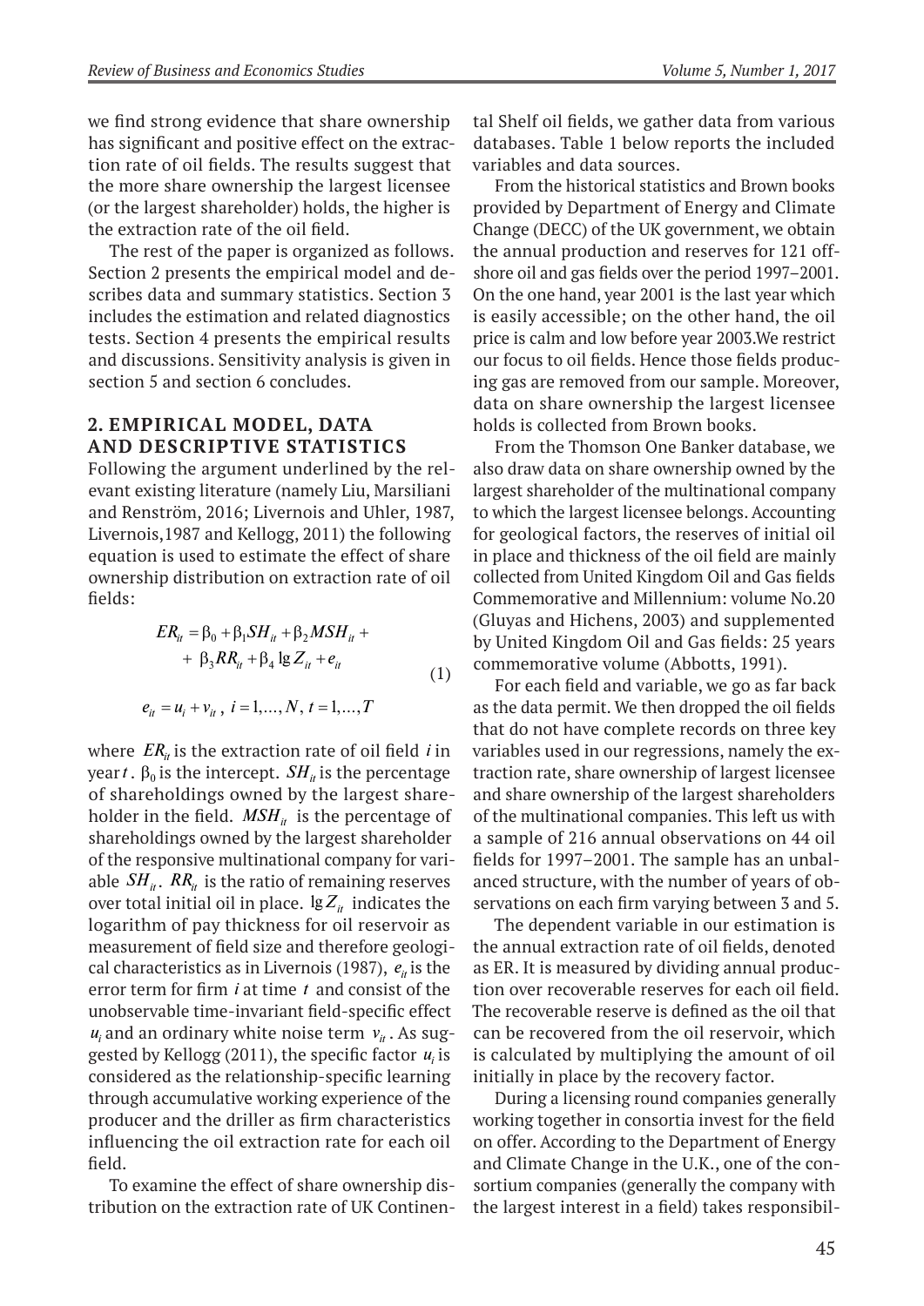we find strong evidence that share ownership has significant and positive effect on the extraction rate of oil fields. The results suggest that the more share ownership the largest licensee (or the largest shareholder) holds, the higher is the extraction rate of the oil field.

The rest of the paper is organized as follows. Section 2 presents the empirical model and describes data and summary statistics. Section 3 includes the estimation and related diagnostics tests. Section 4 presents the empirical results and discussions. Sensitivity analysis is given in section 5 and section 6 concludes.

## 2. EMPIRICAL MODEL, DATA AND DESCRIPTIVE STATISTICS

Following the argument underlined by the relevant existing literature (namely Liu, Marsiliani and Renström, 2016; Livernois and Uhler, 1987, Livernois,1987 and Kellogg, 2011) the following equation is used to estimate the effect of share ownership distribution on extraction rate of oil fields:

$$ER_{it} = \beta_0 + \beta_1 SH_{it} + \beta_2 MSH_{it} + \beta_3 RR_{it} + \beta_4 \lg Z_{it} + e_{it} \quad (1)$$

$$e_{it} = u_i + v_{it}, \; i = 1, \ldots, N, \; t = 1, \ldots, T$$

where $ER_{it}$ is the extraction rate of oil field $i$ in year $t$. $\beta_0$ is the intercept. $SH_{it}$ is the percentage of shareholdings owned by the largest shareholder in the field. $MSH_{it}$ is the percentage of shareholdings owned by the largest shareholder of the responsive multinational company for variable $SH_{it}$. $RR_{it}$ is the ratio of remaining reserves over total initial oil in place. $\lg Z_{it}$ indicates the logarithm of pay thickness for oil reservoir as measurement of field size and therefore geological characteristics as in Livernois (1987), $e_{it}$ is the error term for firm $i$ at time $t$ and consist of the unobservable time-invariant field-specific effect $u_i$ and an ordinary white noise term $v_{it}$. As suggested by Kellogg (2011), the specific factor $u_i$ is considered as the relationship-specific learning through accumulative working experience of the producer and the driller as firm characteristics influencing the oil extraction rate for each oil field.

To examine the effect of share ownership distribution on the extraction rate of UK Continental Shelf oil fields, we gather data from various databases. Table 1 below reports the included variables and data sources.

From the historical statistics and Brown books provided by Department of Energy and Climate Change (DECC) of the UK government, we obtain the annual production and reserves for 121 offshore oil and gas fields over the period 1997–2001. On the one hand, year 2001 is the last year which is easily accessible; on the other hand, the oil price is calm and low before year 2003.We restrict our focus to oil fields. Hence those fields producing gas are removed from our sample. Moreover, data on share ownership the largest licensee holds is collected from Brown books.

From the Thomson One Banker database, we also draw data on share ownership owned by the largest shareholder of the multinational company to which the largest licensee belongs. Accounting for geological factors, the reserves of initial oil in place and thickness of the oil field are mainly collected from United Kingdom Oil and Gas fields Commemorative and Millennium: volume No.20 (Gluyas and Hichens, 2003) and supplemented by United Kingdom Oil and Gas fields: 25 years commemorative volume (Abbotts, 1991).

For each field and variable, we go as far back as the data permit. We then dropped the oil fields that do not have complete records on three key variables used in our regressions, namely the extraction rate, share ownership of largest licensee and share ownership of the largest shareholders of the multinational companies. This left us with a sample of 216 annual observations on 44 oil fields for 1997–2001. The sample has an unbalanced structure, with the number of years of observations on each firm varying between 3 and 5.

The dependent variable in our estimation is the annual extraction rate of oil fields, denoted as ER. It is measured by dividing annual production over recoverable reserves for each oil field. The recoverable reserve is defined as the oil that can be recovered from the oil reservoir, which is calculated by multiplying the amount of oil initially in place by the recovery factor.

During a licensing round companies generally working together in consortia invest for the field on offer. According to the Department of Energy and Climate Change in the U.K., one of the consortium companies (generally the company with the largest interest in a field) takes responsibil-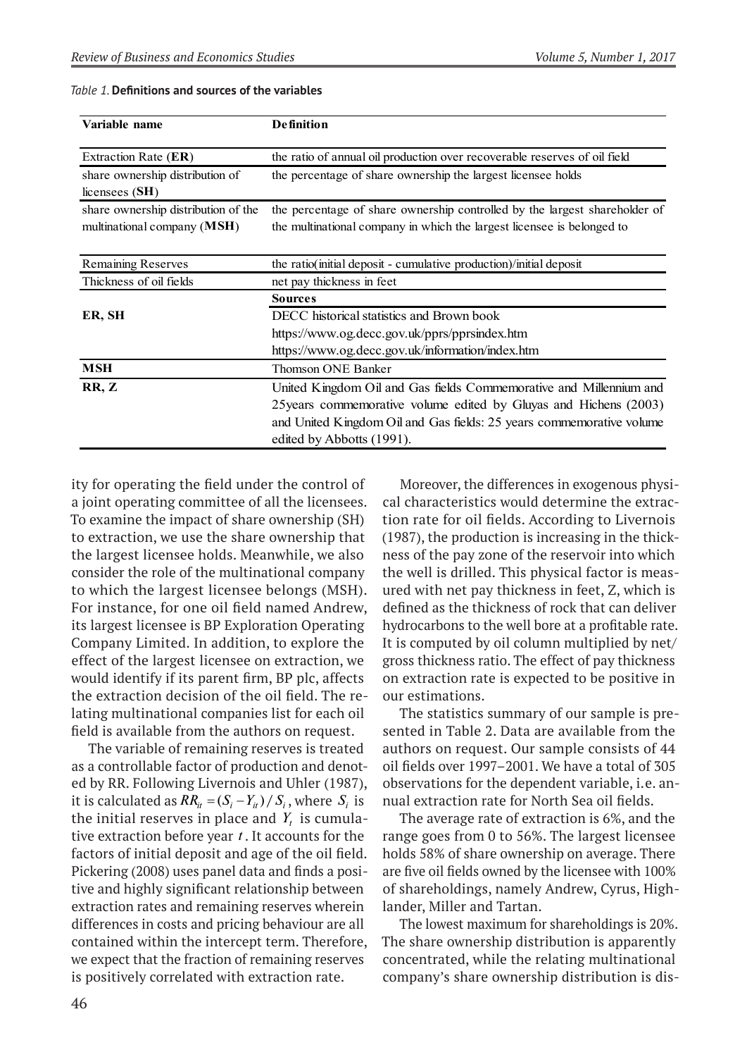*Table 1.* **Definitions and sources of the variables**

| Variable name | Definition |
|---|---|
| Extraction Rate (**ER**) | the ratio of annual oil production over recoverable reserves of oil field |
| share ownership distribution of licensees (**SH**) | the percentage of share ownership the largest licensee holds |
| share ownership distribution of the multinational company (**MSH**) | the percentage of share ownership controlled by the largest shareholder of the multinational company in which the largest licensee is belonged to |
| Remaining Reserves | the ratio(initial deposit - cumulative production)/initial deposit |
| Thickness of oil fields | net pay thickness in feet |
| | **Sources** |
| **ER, SH** | DECC historical statistics and Brown book https://www.og.decc.gov.uk/pprs/pprsindex.htm https://www.og.decc.gov.uk/information/index.htm |
| **MSH** | Thomson ONE Banker |
| **RR, Z** | United Kingdom Oil and Gas fields Commemorative and Millennium and 25years commemorative volume edited by Gluyas and Hichens (2003) and United Kingdom Oil and Gas fields: 25 years commemorative volume edited by Abbotts (1991). |

ity for operating the field under the control of a joint operating committee of all the licensees. To examine the impact of share ownership (SH) to extraction, we use the share ownership that the largest licensee holds. Meanwhile, we also consider the role of the multinational company to which the largest licensee belongs (MSH). For instance, for one oil field named Andrew, its largest licensee is BP Exploration Operating Company Limited. In addition, to explore the effect of the largest licensee on extraction, we would identify if its parent firm, BP plc, affects the extraction decision of the oil field. The relating multinational companies list for each oil field is available from the authors on request.

The variable of remaining reserves is treated as a controllable factor of production and denoted by RR. Following Livernois and Uhler (1987), it is calculated as $RR_{it} = (S_i - Y_{it}) / S_i$, where $S_i$ is the initial reserves in place and $Y_t$ is cumulative extraction before year $t$. It accounts for the factors of initial deposit and age of the oil field. Pickering (2008) uses panel data and finds a positive and highly significant relationship between extraction rates and remaining reserves wherein differences in costs and pricing behaviour are all contained within the intercept term. Therefore, we expect that the fraction of remaining reserves is positively correlated with extraction rate.

Moreover, the differences in exogenous physical characteristics would determine the extraction rate for oil fields. According to Livernois (1987), the production is increasing in the thickness of the pay zone of the reservoir into which the well is drilled. This physical factor is measured with net pay thickness in feet, Z, which is defined as the thickness of rock that can deliver hydrocarbons to the well bore at a profitable rate. It is computed by oil column multiplied by net/gross thickness ratio. The effect of pay thickness on extraction rate is expected to be positive in our estimations.

The statistics summary of our sample is presented in Table 2. Data are available from the authors on request. Our sample consists of 44 oil fields over 1997–2001. We have a total of 305 observations for the dependent variable, i.e. annual extraction rate for North Sea oil fields.

The average rate of extraction is 6%, and the range goes from 0 to 56%. The largest licensee holds 58% of share ownership on average. There are five oil fields owned by the licensee with 100% of shareholdings, namely Andrew, Cyrus, Highlander, Miller and Tartan.

The lowest maximum for shareholdings is 20%. The share ownership distribution is apparently concentrated, while the relating multinational company's share ownership distribution is dis-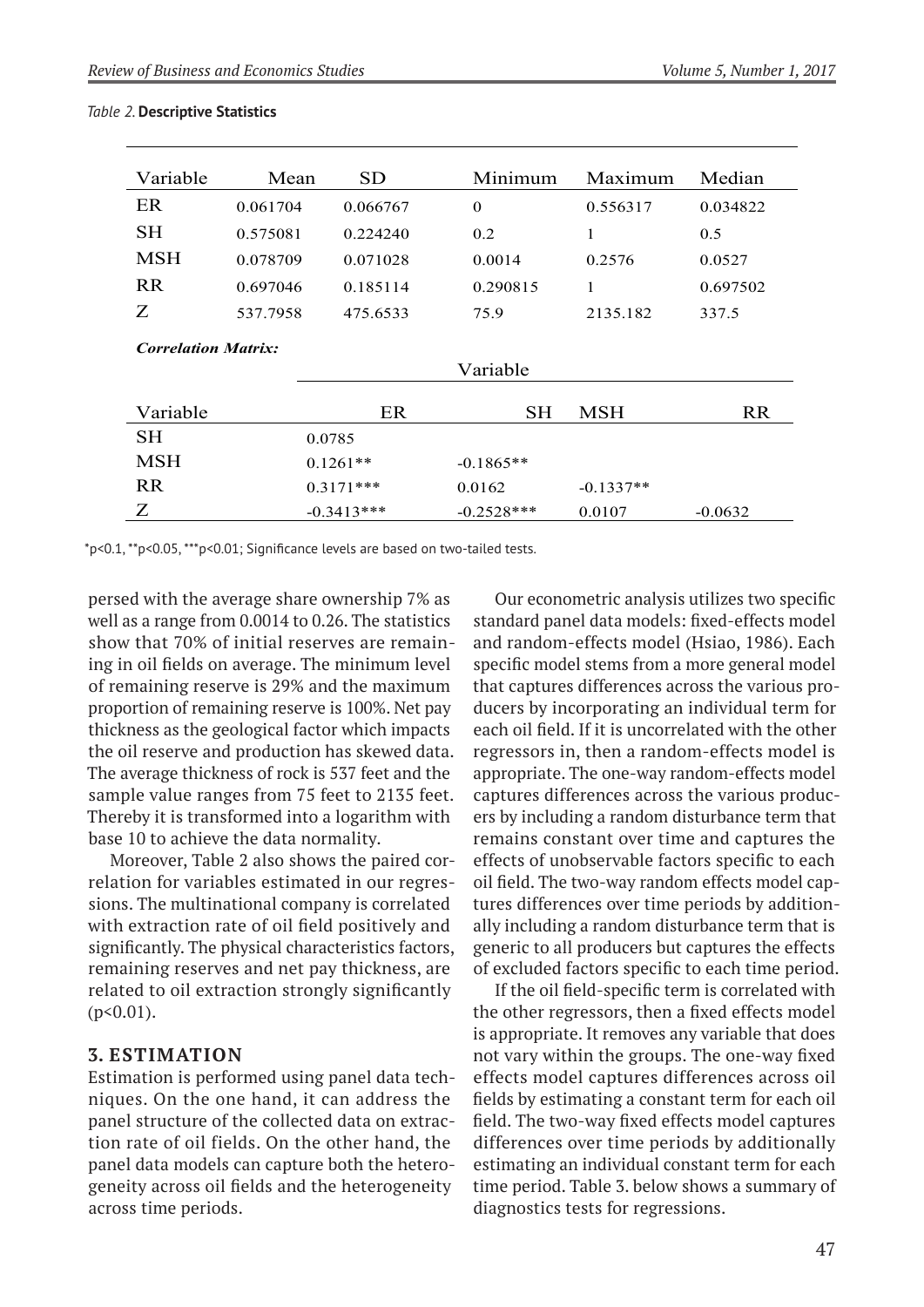*Table 2.* **Descriptive Statistics**

| Variable | Mean | SD | Minimum | Maximum | Median |
|---|---|---|---|---|---|
| ER | 0.061704 | 0.066767 | 0 | 0.556317 | 0.034822 |
| SH | 0.575081 | 0.224240 | 0.2 | 1 | 0.5 |
| MSH | 0.078709 | 0.071028 | 0.0014 | 0.2576 | 0.0527 |
| RR | 0.697046 | 0.185114 | 0.290815 | 1 | 0.697502 |
| Z | 537.7958 | 475.6533 | 75.9 | 2135.182 | 337.5 |

***Correlation Matrix:***

| | Variable | | | |
|---|---|---|---|---|
| Variable | ER | SH | MSH | RR |
| SH | 0.0785 | | | |
| MSH | 0.1261** | -0.1865** | | |
| RR | 0.3171*** | 0.0162 | -0.1337** | |
| Z | -0.3413*** | -0.2528*** | 0.0107 | -0.0632 |

*p<0.1, **p<0.05, ***p<0.01; Significance levels are based on two-tailed tests.

persed with the average share ownership 7% as well as a range from 0.0014 to 0.26. The statistics show that 70% of initial reserves are remaining in oil fields on average. The minimum level of remaining reserve is 29% and the maximum proportion of remaining reserve is 100%. Net pay thickness as the geological factor which impacts the oil reserve and production has skewed data. The average thickness of rock is 537 feet and the sample value ranges from 75 feet to 2135 feet. Thereby it is transformed into a logarithm with base 10 to achieve the data normality.

Moreover, Table 2 also shows the paired correlation for variables estimated in our regressions. The multinational company is correlated with extraction rate of oil field positively and significantly. The physical characteristics factors, remaining reserves and net pay thickness, are related to oil extraction strongly significantly ($p<0.01$).

## 3. ESTIMATION

Estimation is performed using panel data techniques. On the one hand, it can address the panel structure of the collected data on extraction rate of oil fields. On the other hand, the panel data models can capture both the heterogeneity across oil fields and the heterogeneity across time periods.

Our econometric analysis utilizes two specific standard panel data models: fixed-effects model and random-effects model (Hsiao, 1986). Each specific model stems from a more general model that captures differences across the various producers by incorporating an individual term for each oil field. If it is uncorrelated with the other regressors in, then a random-effects model is appropriate. The one-way random-effects model captures differences across the various producers by including a random disturbance term that remains constant over time and captures the effects of unobservable factors specific to each oil field. The two-way random effects model captures differences over time periods by additionally including a random disturbance term that is generic to all producers but captures the effects of excluded factors specific to each time period.

If the oil field-specific term is correlated with the other regressors, then a fixed effects model is appropriate. It removes any variable that does not vary within the groups. The one-way fixed effects model captures differences across oil fields by estimating a constant term for each oil field. The two-way fixed effects model captures differences over time periods by additionally estimating an individual constant term for each time period. Table 3. below shows a summary of diagnostics tests for regressions.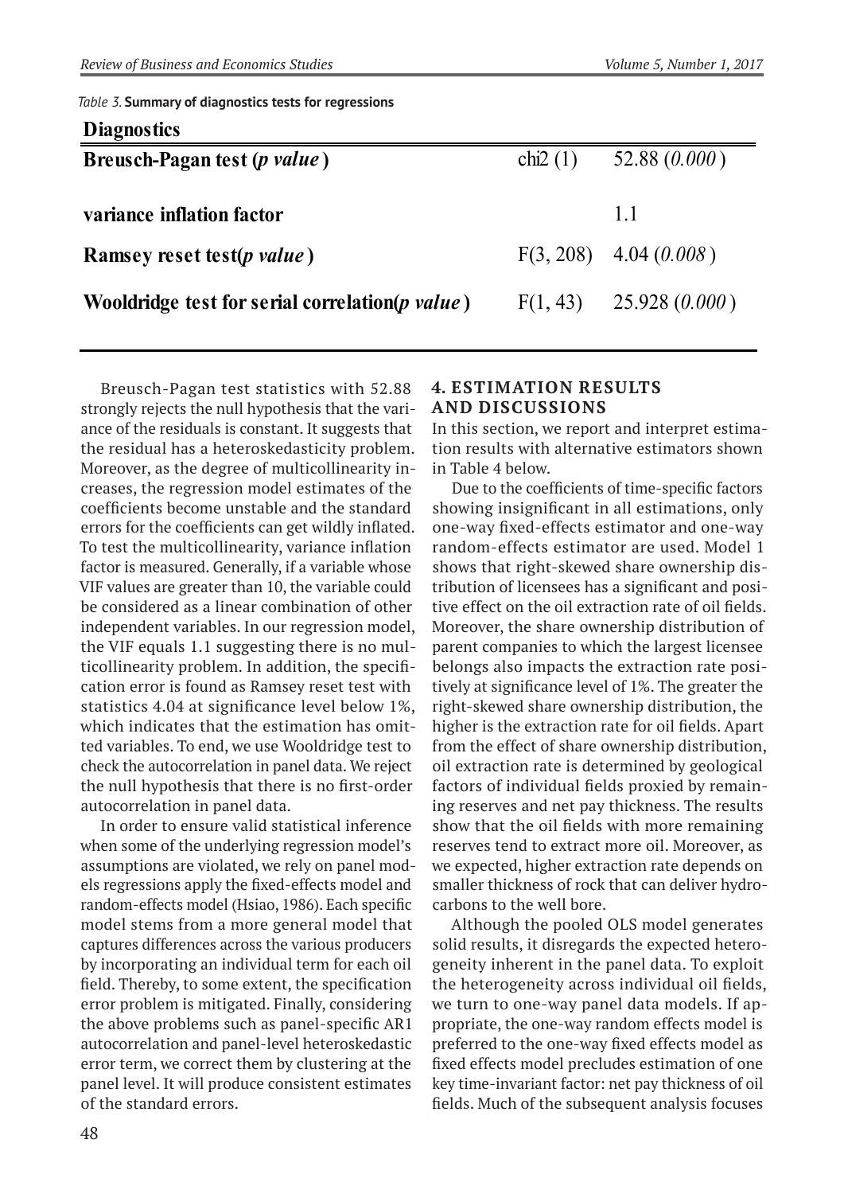*Table 3.* **Summary of diagnostics tests for regressions**

| **Diagnostics** | | |
|---|---|---|
| **Breusch-Pagan test (*p value*)** | chi2 (1) | 52.88 (*0.000*) |
| **variance inflation factor** | | 1.1 |
| **Ramsey reset test(*p value*)** | F(3, 208) | 4.04 (*0.008*) |
| **Wooldridge test for serial correlation(*p value*)** | F(1, 43) | 25.928 (*0.000*) |

Breusch-Pagan test statistics with 52.88 strongly rejects the null hypothesis that the variance of the residuals is constant. It suggests that the residual has a heteroskedasticity problem. Moreover, as the degree of multicollinearity increases, the regression model estimates of the coefficients become unstable and the standard errors for the coefficients can get wildly inflated. To test the multicollinearity, variance inflation factor is measured. Generally, if a variable whose VIF values are greater than 10, the variable could be considered as a linear combination of other independent variables. In our regression model, the VIF equals 1.1 suggesting there is no multicollinearity problem. In addition, the specification error is found as Ramsey reset test with statistics 4.04 at significance level below 1%, which indicates that the estimation has omitted variables. To end, we use Wooldridge test to check the autocorrelation in panel data. We reject the null hypothesis that there is no first-order autocorrelation in panel data.

In order to ensure valid statistical inference when some of the underlying regression model's assumptions are violated, we rely on panel models regressions apply the fixed-effects model and random-effects model (Hsiao, 1986). Each specific model stems from a more general model that captures differences across the various producers by incorporating an individual term for each oil field. Thereby, to some extent, the specification error problem is mitigated. Finally, considering the above problems such as panel-specific AR1 autocorrelation and panel-level heteroskedastic error term, we correct them by clustering at the panel level. It will produce consistent estimates of the standard errors.

## 4. ESTIMATION RESULTS AND DISCUSSIONS

In this section, we report and interpret estimation results with alternative estimators shown in Table 4 below.

Due to the coefficients of time-specific factors showing insignificant in all estimations, only one-way fixed-effects estimator and one-way random-effects estimator are used. Model 1 shows that right-skewed share ownership distribution of licensees has a significant and positive effect on the oil extraction rate of oil fields. Moreover, the share ownership distribution of parent companies to which the largest licensee belongs also impacts the extraction rate positively at significance level of 1%. The greater the right-skewed share ownership distribution, the higher is the extraction rate for oil fields. Apart from the effect of share ownership distribution, oil extraction rate is determined by geological factors of individual fields proxied by remaining reserves and net pay thickness. The results show that the oil fields with more remaining reserves tend to extract more oil. Moreover, as we expected, higher extraction rate depends on smaller thickness of rock that can deliver hydrocarbons to the well bore.

Although the pooled OLS model generates solid results, it disregards the expected heterogeneity inherent in the panel data. To exploit the heterogeneity across individual oil fields, we turn to one-way panel data models. If appropriate, the one-way random effects model is preferred to the one-way fixed effects model as fixed effects model precludes estimation of one key time-invariant factor: net pay thickness of oil fields. Much of the subsequent analysis focuses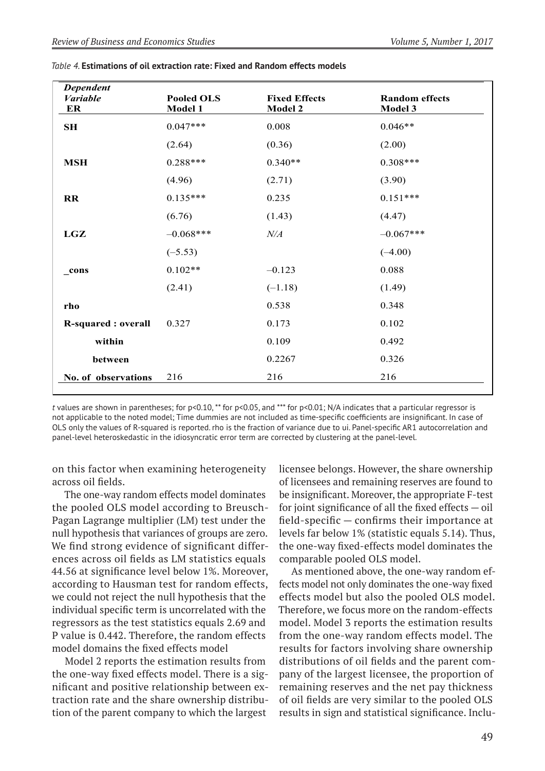*Table 4.* **Estimations of oil extraction rate: Fixed and Random effects models**

| *Dependent Variable* ER | Pooled OLS Model 1 | Fixed Effects Model 2 | Random effects Model 3 |
|---|---|---|---|
| **SH** | 0.047*** | 0.008 | 0.046** |
| | (2.64) | (0.36) | (2.00) |
| **MSH** | 0.288*** | 0.340** | 0.308*** |
| | (4.96) | (2.71) | (3.90) |
| **RR** | 0.135*** | 0.235 | 0.151*** |
| | (6.76) | (1.43) | (4.47) |
| **LGZ** | –0.068*** | *N/A* | –0.067*** |
| | (–5.53) | | (–4.00) |
| **_cons** | 0.102** | –0.123 | 0.088 |
| | (2.41) | (–1.18) | (1.49) |
| **rho** | | 0.538 | 0.348 |
| **R-squared : overall** | 0.327 | 0.173 | 0.102 |
| **within** | | 0.109 | 0.492 |
| **between** | | 0.2267 | 0.326 |
| **No. of observations** | 216 | 216 | 216 |

*t* values are shown in parentheses; for p<0.10, ** for p<0.05, and *** for p<0.01; N/A indicates that a particular regressor is not applicable to the noted model; Time dummies are not included as time-specific coefficients are insignificant. In case of OLS only the values of R-squared is reported. rho is the fraction of variance due to ui. Panel-specific AR1 autocorrelation and panel-level heteroskedastic in the idiosyncratic error term are corrected by clustering at the panel-level.

on this factor when examining heterogeneity across oil fields.

The one-way random effects model dominates the pooled OLS model according to Breusch-Pagan Lagrange multiplier (LM) test under the null hypothesis that variances of groups are zero. We find strong evidence of significant differences across oil fields as LM statistics equals 44.56 at significance level below 1%. Moreover, according to Hausman test for random effects, we could not reject the null hypothesis that the individual specific term is uncorrelated with the regressors as the test statistics equals 2.69 and P value is 0.442. Therefore, the random effects model domains the fixed effects model

Model 2 reports the estimation results from the one-way fixed effects model. There is a significant and positive relationship between extraction rate and the share ownership distribution of the parent company to which the largest licensee belongs. However, the share ownership of licensees and remaining reserves are found to be insignificant. Moreover, the appropriate F-test for joint significance of all the fixed effects — oil field-specific — confirms their importance at levels far below 1% (statistic equals 5.14). Thus, the one-way fixed-effects model dominates the comparable pooled OLS model.

As mentioned above, the one-way random effects model not only dominates the one-way fixed effects model but also the pooled OLS model. Therefore, we focus more on the random-effects model. Model 3 reports the estimation results from the one-way random effects model. The results for factors involving share ownership distributions of oil fields and the parent company of the largest licensee, the proportion of remaining reserves and the net pay thickness of oil fields are very similar to the pooled OLS results in sign and statistical significance. Inclu-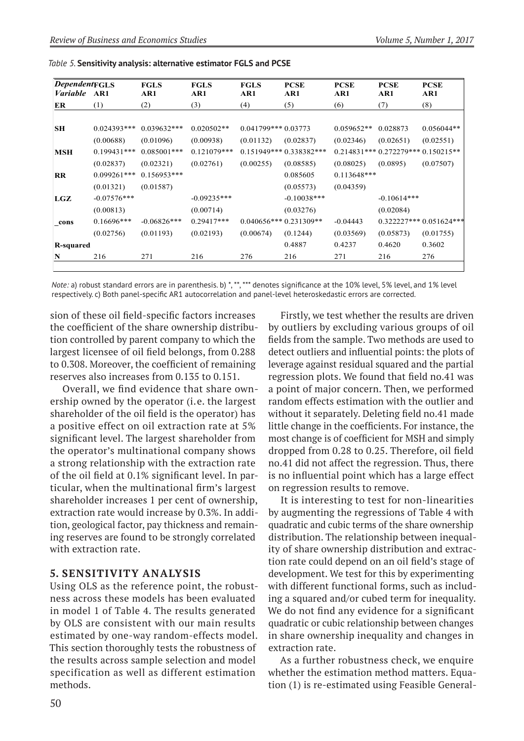*Table 5.* **Sensitivity analysis: alternative estimator FGLS and PCSE**

| Dependent Variable | FGLS AR1 | FGLS AR1 | FGLS AR1 | FGLS AR1 | PCSE AR1 | PCSE AR1 | PCSE AR1 | PCSE AR1 |
|---|---|---|---|---|---|---|---|---|
| ER | (1) | (2) | (3) | (4) | (5) | (6) | (7) | (8) |
| SH | 0.024393*** | 0.039632*** | 0.020502** | 0.041799*** | 0.03773 | 0.059652** | 0.028873 | 0.056044** |
| | (0.00688) | (0.01096) | (0.00938) | (0.01132) | (0.02837) | (0.02346) | (0.02651) | (0.02551) |
| MSH | 0.199431*** | 0.085001*** | 0.121079*** | 0.151949*** | 0.338382*** | 0.214831*** | 0.272279*** | 0.150215** |
| | (0.02837) | (0.02321) | (0.02761) | (0.00255) | (0.08585) | (0.08025) | (0.0895) | (0.07507) |
| RR | 0.099261*** | 0.156953*** | | | 0.085605 | 0.113648*** | | |
| | (0.01321) | (0.01587) | | | (0.05573) | (0.04359) | | |
| LGZ | -0.07576*** | | -0.09235*** | | -0.10038*** | | -0.10614*** | |
| | (0.00813) | | (0.00714) | | (0.03276) | | (0.02084) | |
| _cons | 0.16696*** | -0.06826*** | 0.29417*** | 0.040656*** | 0.231309** | -0.04443 | 0.322227*** | 0.051624*** |
| | (0.02756) | (0.01193) | (0.02193) | (0.00674) | (0.1244) | (0.03569) | (0.05873) | (0.01755) |
| R-squared | | | | | 0.4887 | 0.4237 | 0.4620 | 0.3602 |
| N | 216 | 271 | 216 | 276 | 216 | 271 | 216 | 276 |

*Note:* a) robust standard errors are in parenthesis. b) *, **, *** denotes significance at the 10% level, 5% level, and 1% level respectively. c) Both panel-specific AR1 autocorrelation and panel-level heteroskedastic errors are corrected.

sion of these oil field-specific factors increases the coefficient of the share ownership distribution controlled by parent company to which the largest licensee of oil field belongs, from 0.288 to 0.308. Moreover, the coefficient of remaining reserves also increases from 0.135 to 0.151.

Overall, we find evidence that share ownership owned by the operator (i.e. the largest shareholder of the oil field is the operator) has a positive effect on oil extraction rate at 5% significant level. The largest shareholder from the operator's multinational company shows a strong relationship with the extraction rate of the oil field at 0.1% significant level. In particular, when the multinational firm's largest shareholder increases 1 per cent of ownership, extraction rate would increase by 0.3%. In addition, geological factor, pay thickness and remaining reserves are found to be strongly correlated with extraction rate.

## 5. SENSITIVITY ANALYSIS

Using OLS as the reference point, the robustness across these models has been evaluated in model 1 of Table 4. The results generated by OLS are consistent with our main results estimated by one-way random-effects model. This section thoroughly tests the robustness of the results across sample selection and model specification as well as different estimation methods.

Firstly, we test whether the results are driven by outliers by excluding various groups of oil fields from the sample. Two methods are used to detect outliers and influential points: the plots of leverage against residual squared and the partial regression plots. We found that field no.41 was a point of major concern. Then, we performed random effects estimation with the outlier and without it separately. Deleting field no.41 made little change in the coefficients. For instance, the most change is of coefficient for MSH and simply dropped from 0.28 to 0.25. Therefore, oil field no.41 did not affect the regression. Thus, there is no influential point which has a large effect on regression results to remove.

It is interesting to test for non-linearities by augmenting the regressions of Table 4 with quadratic and cubic terms of the share ownership distribution. The relationship between inequality of share ownership distribution and extraction rate could depend on an oil field's stage of development. We test for this by experimenting with different functional forms, such as including a squared and/or cubed term for inequality. We do not find any evidence for a significant quadratic or cubic relationship between changes in share ownership inequality and changes in extraction rate.

As a further robustness check, we enquire whether the estimation method matters. Equation (1) is re-estimated using Feasible General-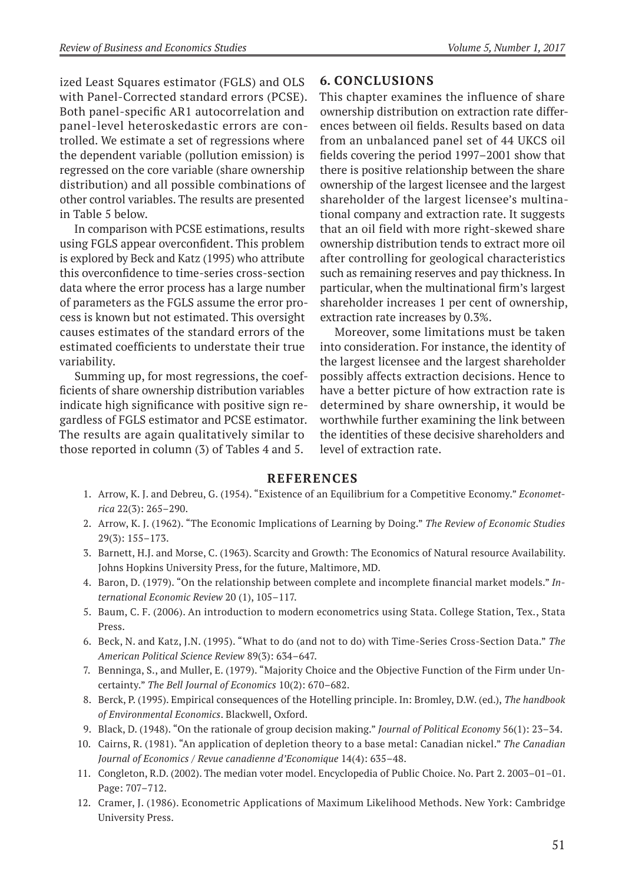ized Least Squares estimator (FGLS) and OLS with Panel-Corrected standard errors (PCSE). Both panel-specific AR1 autocorrelation and panel-level heteroskedastic errors are controlled. We estimate a set of regressions where the dependent variable (pollution emission) is regressed on the core variable (share ownership distribution) and all possible combinations of other control variables. The results are presented in Table 5 below.

In comparison with PCSE estimations, results using FGLS appear overconfident. This problem is explored by Beck and Katz (1995) who attribute this overconfidence to time-series cross-section data where the error process has a large number of parameters as the FGLS assume the error process is known but not estimated. This oversight causes estimates of the standard errors of the estimated coefficients to understate their true variability.

Summing up, for most regressions, the coefficients of share ownership distribution variables indicate high significance with positive sign regardless of FGLS estimator and PCSE estimator. The results are again qualitatively similar to those reported in column (3) of Tables 4 and 5.

## 6. CONCLUSIONS

This chapter examines the influence of share ownership distribution on extraction rate differences between oil fields. Results based on data from an unbalanced panel set of 44 UKCS oil fields covering the period 1997–2001 show that there is positive relationship between the share ownership of the largest licensee and the largest shareholder of the largest licensee's multinational company and extraction rate. It suggests that an oil field with more right-skewed share ownership distribution tends to extract more oil after controlling for geological characteristics such as remaining reserves and pay thickness. In particular, when the multinational firm's largest shareholder increases 1 per cent of ownership, extraction rate increases by 0.3%.

Moreover, some limitations must be taken into consideration. For instance, the identity of the largest licensee and the largest shareholder possibly affects extraction decisions. Hence to have a better picture of how extraction rate is determined by share ownership, it would be worthwhile further examining the link between the identities of these decisive shareholders and level of extraction rate.

## REFERENCES

1. Arrow, K. J. and Debreu, G. (1954). "Existence of an Equilibrium for a Competitive Economy." *Econometrica* 22(3): 265–290.
2. Arrow, K. J. (1962). "The Economic Implications of Learning by Doing." *The Review of Economic Studies* 29(3): 155–173.
3. Barnett, H.J. and Morse, C. (1963). Scarcity and Growth: The Economics of Natural resource Availability. Johns Hopkins University Press, for the future, Maltimore, MD.
4. Baron, D. (1979). "On the relationship between complete and incomplete financial market models." *International Economic Review* 20 (1), 105–117.
5. Baum, C. F. (2006). An introduction to modern econometrics using Stata. College Station, Tex., Stata Press.
6. Beck, N. and Katz, J.N. (1995). "What to do (and not to do) with Time-Series Cross-Section Data." *The American Political Science Review* 89(3): 634–647.
7. Benninga, S., and Muller, E. (1979). "Majority Choice and the Objective Function of the Firm under Uncertainty." *The Bell Journal of Economics* 10(2): 670–682.
8. Berck, P. (1995). Empirical consequences of the Hotelling principle. In: Bromley, D.W. (ed.), *The handbook of Environmental Economics*. Blackwell, Oxford.
9. Black, D. (1948). "On the rationale of group decision making." *Journal of Political Economy* 56(1): 23–34.
10. Cairns, R. (1981). "An application of depletion theory to a base metal: Canadian nickel." *The Canadian Journal of Economics / Revue canadienne d'Economique* 14(4): 635–48.
11. Congleton, R.D. (2002). The median voter model. Encyclopedia of Public Choice. No. Part 2. 2003–01–01. Page: 707–712.
12. Cramer, J. (1986). Econometric Applications of Maximum Likelihood Methods. New York: Cambridge University Press.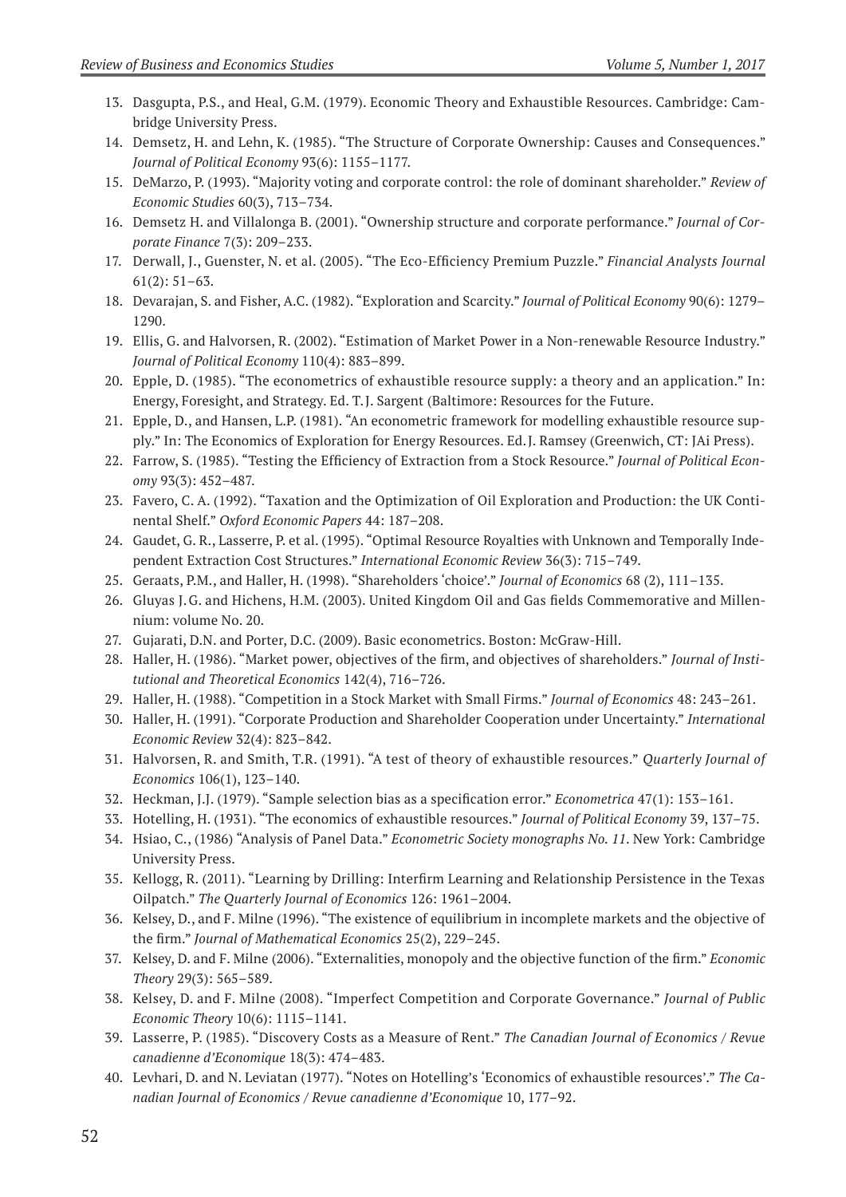13. Dasgupta, P.S., and Heal, G.M. (1979). Economic Theory and Exhaustible Resources. Cambridge: Cambridge University Press.
14. Demsetz, H. and Lehn, K. (1985). "The Structure of Corporate Ownership: Causes and Consequences." *Journal of Political Economy* 93(6): 1155–1177.
15. DeMarzo, P. (1993). "Majority voting and corporate control: the role of dominant shareholder." *Review of Economic Studies* 60(3), 713–734.
16. Demsetz H. and Villalonga B. (2001). "Ownership structure and corporate performance." *Journal of Corporate Finance* 7(3): 209–233.
17. Derwall, J., Guenster, N. et al. (2005). "The Eco-Efficiency Premium Puzzle." *Financial Analysts Journal* 61(2): 51–63.
18. Devarajan, S. and Fisher, A.C. (1982). "Exploration and Scarcity." *Journal of Political Economy* 90(6): 1279–1290.
19. Ellis, G. and Halvorsen, R. (2002). "Estimation of Market Power in a Non-renewable Resource Industry." *Journal of Political Economy* 110(4): 883–899.
20. Epple, D. (1985). "The econometrics of exhaustible resource supply: a theory and an application." In: Energy, Foresight, and Strategy. Ed. T.J. Sargent (Baltimore: Resources for the Future.
21. Epple, D., and Hansen, L.P. (1981). "An econometric framework for modelling exhaustible resource supply." In: The Economics of Exploration for Energy Resources. Ed.J. Ramsey (Greenwich, CT: JAi Press).
22. Farrow, S. (1985). "Testing the Efficiency of Extraction from a Stock Resource." *Journal of Political Economy* 93(3): 452–487.
23. Favero, C. A. (1992). "Taxation and the Optimization of Oil Exploration and Production: the UK Continental Shelf." *Oxford Economic Papers* 44: 187–208.
24. Gaudet, G. R., Lasserre, P. et al. (1995). "Optimal Resource Royalties with Unknown and Temporally Independent Extraction Cost Structures." *International Economic Review* 36(3): 715–749.
25. Geraats, P.M., and Haller, H. (1998). "Shareholders 'choice'." *Journal of Economics* 68 (2), 111–135.
26. Gluyas J.G. and Hichens, H.M. (2003). United Kingdom Oil and Gas fields Commemorative and Millennium: volume No. 20.
27. Gujarati, D.N. and Porter, D.C. (2009). Basic econometrics. Boston: McGraw-Hill.
28. Haller, H. (1986). "Market power, objectives of the firm, and objectives of shareholders." *Journal of Institutional and Theoretical Economics* 142(4), 716–726.
29. Haller, H. (1988). "Competition in a Stock Market with Small Firms." *Journal of Economics* 48: 243–261.
30. Haller, H. (1991). "Corporate Production and Shareholder Cooperation under Uncertainty." *International Economic Review* 32(4): 823–842.
31. Halvorsen, R. and Smith, T.R. (1991). "A test of theory of exhaustible resources." *Quarterly Journal of Economics* 106(1), 123–140.
32. Heckman, J.J. (1979). "Sample selection bias as a specification error." *Econometrica* 47(1): 153–161.
33. Hotelling, H. (1931). "The economics of exhaustible resources." *Journal of Political Economy* 39, 137–75.
34. Hsiao, C., (1986) "Analysis of Panel Data." *Econometric Society monographs No. 11*. New York: Cambridge University Press.
35. Kellogg, R. (2011). "Learning by Drilling: Interfirm Learning and Relationship Persistence in the Texas Oilpatch." *The Quarterly Journal of Economics* 126: 1961–2004.
36. Kelsey, D., and F. Milne (1996). "The existence of equilibrium in incomplete markets and the objective of the firm." *Journal of Mathematical Economics* 25(2), 229–245.
37. Kelsey, D. and F. Milne (2006). "Externalities, monopoly and the objective function of the firm." *Economic Theory* 29(3): 565–589.
38. Kelsey, D. and F. Milne (2008). "Imperfect Competition and Corporate Governance." *Journal of Public Economic Theory* 10(6): 1115–1141.
39. Lasserre, P. (1985). "Discovery Costs as a Measure of Rent." *The Canadian Journal of Economics / Revue canadienne d'Economique* 18(3): 474–483.
40. Levhari, D. and N. Leviatan (1977). "Notes on Hotelling's 'Economics of exhaustible resources'." *The Canadian Journal of Economics / Revue canadienne d'Economique* 10, 177–92.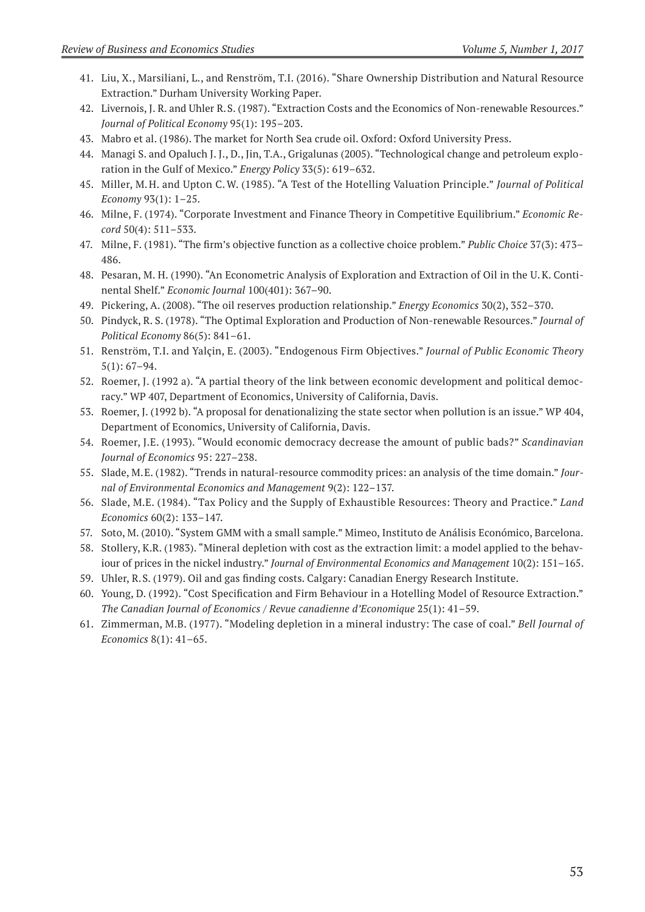41. Liu, X., Marsiliani, L., and Renström, T.I. (2016). "Share Ownership Distribution and Natural Resource Extraction." Durham University Working Paper.
42. Livernois, J. R. and Uhler R. S. (1987). "Extraction Costs and the Economics of Non-renewable Resources." *Journal of Political Economy* 95(1): 195–203.
43. Mabro et al. (1986). The market for North Sea crude oil. Oxford: Oxford University Press.
44. Managi S. and Opaluch J. J., D., Jin, T.A., Grigalunas (2005). "Technological change and petroleum exploration in the Gulf of Mexico." *Energy Policy* 33(5): 619–632.
45. Miller, M. H. and Upton C. W. (1985). "A Test of the Hotelling Valuation Principle." *Journal of Political Economy* 93(1): 1–25.
46. Milne, F. (1974). "Corporate Investment and Finance Theory in Competitive Equilibrium." *Economic Record* 50(4): 511–533.
47. Milne, F. (1981). "The firm's objective function as a collective choice problem." *Public Choice* 37(3): 473–486.
48. Pesaran, M. H. (1990). "An Econometric Analysis of Exploration and Extraction of Oil in the U. K. Continental Shelf." *Economic Journal* 100(401): 367–90.
49. Pickering, A. (2008). "The oil reserves production relationship." *Energy Economics* 30(2), 352–370.
50. Pindyck, R. S. (1978). "The Optimal Exploration and Production of Non-renewable Resources." *Journal of Political Economy* 86(5): 841–61.
51. Renström, T.I. and Yalçin, E. (2003). "Endogenous Firm Objectives." *Journal of Public Economic Theory* 5(1): 67–94.
52. Roemer, J. (1992 a). "A partial theory of the link between economic development and political democracy." WP 407, Department of Economics, University of California, Davis.
53. Roemer, J. (1992 b). "A proposal for denationalizing the state sector when pollution is an issue." WP 404, Department of Economics, University of California, Davis.
54. Roemer, J.E. (1993). "Would economic democracy decrease the amount of public bads?" *Scandinavian Journal of Economics* 95: 227–238.
55. Slade, M.E. (1982). "Trends in natural-resource commodity prices: an analysis of the time domain." *Journal of Environmental Economics and Management* 9(2): 122–137.
56. Slade, M.E. (1984). "Tax Policy and the Supply of Exhaustible Resources: Theory and Practice." *Land Economics* 60(2): 133–147.
57. Soto, M. (2010). "System GMM with a small sample." Mimeo, Instituto de Análisis Económico, Barcelona.
58. Stollery, K.R. (1983). "Mineral depletion with cost as the extraction limit: a model applied to the behaviour of prices in the nickel industry." *Journal of Environmental Economics and Management* 10(2): 151–165.
59. Uhler, R. S. (1979). Oil and gas finding costs. Calgary: Canadian Energy Research Institute.
60. Young, D. (1992). "Cost Specification and Firm Behaviour in a Hotelling Model of Resource Extraction." *The Canadian Journal of Economics / Revue canadienne d'Economique* 25(1): 41–59.
61. Zimmerman, M.B. (1977). "Modeling depletion in a mineral industry: The case of coal." *Bell Journal of Economics* 8(1): 41–65.